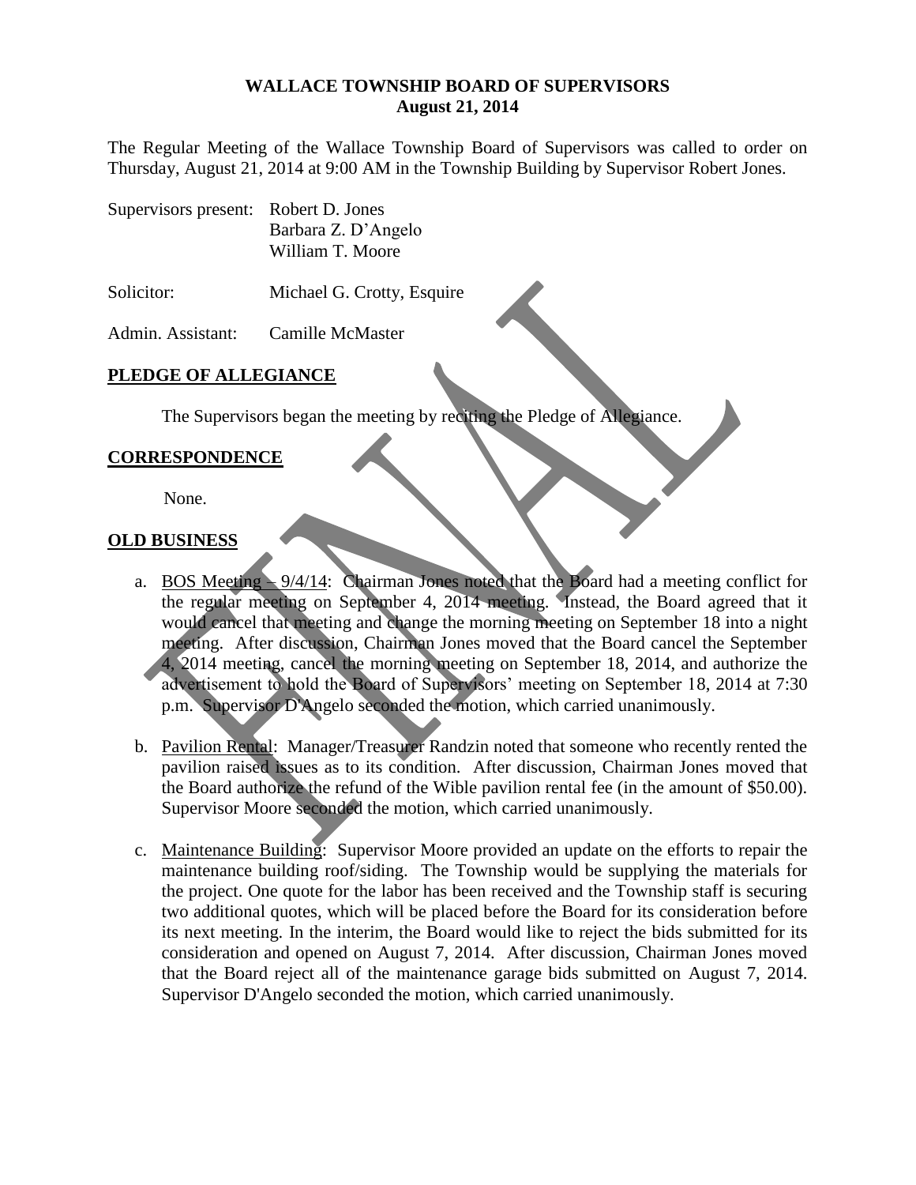# WALLACE TOWNSHIP BOARD OF SUPERVISORS
**August 21, 2014**

The Regular Meeting of the Wallace Township Board of Supervisors was called to order on Thursday, August 21, 2014 at 9:00 AM in the Township Building by Supervisor Robert Jones.

Supervisors present: Robert D. Jones
Barbara Z. D'Angelo
William T. Moore

Solicitor: Michael G. Crotty, Esquire

Admin. Assistant: Camille McMaster

## PLEDGE OF ALLEGIANCE

The Supervisors began the meeting by reciting the Pledge of Allegiance.

## CORRESPONDENCE

None.

## OLD BUSINESS

a. BOS Meeting – 9/4/14: Chairman Jones noted that the Board had a meeting conflict for the regular meeting on September 4, 2014 meeting. Instead, the Board agreed that it would cancel that meeting and change the morning meeting on September 18 into a night meeting. After discussion, Chairman Jones moved that the Board cancel the September 4, 2014 meeting, cancel the morning meeting on September 18, 2014, and authorize the advertisement to hold the Board of Supervisors' meeting on September 18, 2014 at 7:30 p.m. Supervisor D'Angelo seconded the motion, which carried unanimously.

b. Pavilion Rental: Manager/Treasurer Randzin noted that someone who recently rented the pavilion raised issues as to its condition. After discussion, Chairman Jones moved that the Board authorize the refund of the Wible pavilion rental fee (in the amount of $50.00). Supervisor Moore seconded the motion, which carried unanimously.

c. Maintenance Building: Supervisor Moore provided an update on the efforts to repair the maintenance building roof/siding. The Township would be supplying the materials for the project. One quote for the labor has been received and the Township staff is securing two additional quotes, which will be placed before the Board for its consideration before its next meeting. In the interim, the Board would like to reject the bids submitted for its consideration and opened on August 7, 2014. After discussion, Chairman Jones moved that the Board reject all of the maintenance garage bids submitted on August 7, 2014. Supervisor D'Angelo seconded the motion, which carried unanimously.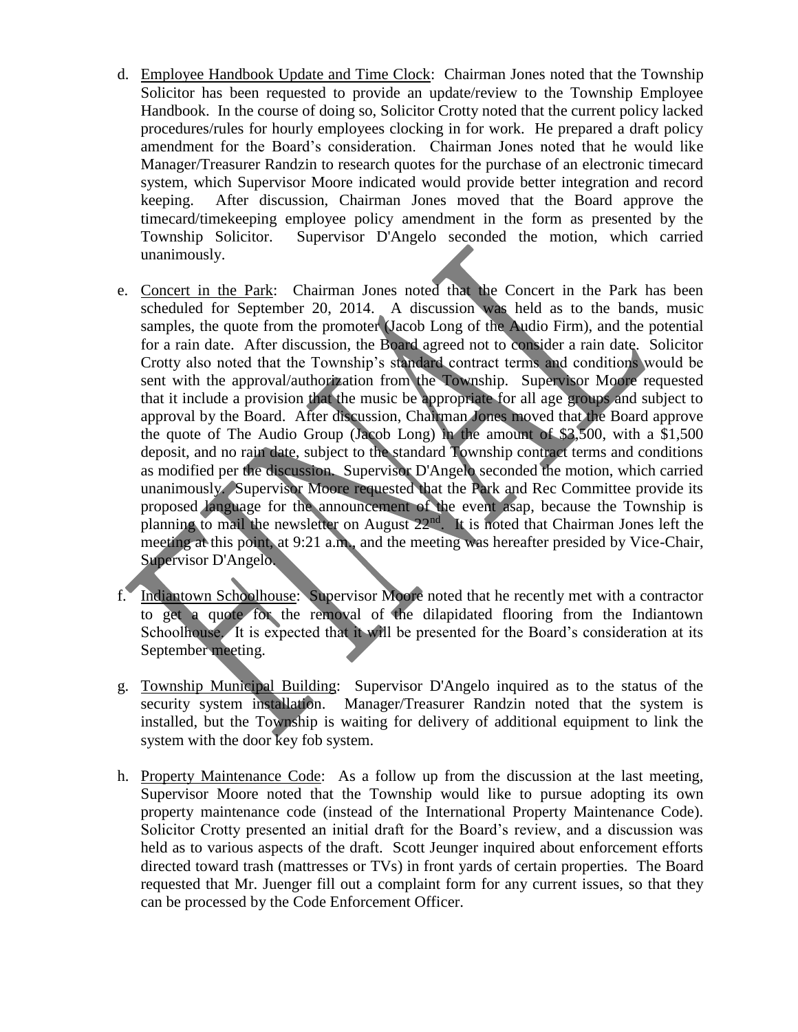d. Employee Handbook Update and Time Clock: Chairman Jones noted that the Township Solicitor has been requested to provide an update/review to the Township Employee Handbook. In the course of doing so, Solicitor Crotty noted that the current policy lacked procedures/rules for hourly employees clocking in for work. He prepared a draft policy amendment for the Board's consideration. Chairman Jones noted that he would like Manager/Treasurer Randzin to research quotes for the purchase of an electronic timecard system, which Supervisor Moore indicated would provide better integration and record keeping. After discussion, Chairman Jones moved that the Board approve the timecard/timekeeping employee policy amendment in the form as presented by the Township Solicitor. Supervisor D'Angelo seconded the motion, which carried unanimously.

e. Concert in the Park: Chairman Jones noted that the Concert in the Park has been scheduled for September 20, 2014. A discussion was held as to the bands, music samples, the quote from the promoter (Jacob Long of the Audio Firm), and the potential for a rain date. After discussion, the Board agreed not to consider a rain date. Solicitor Crotty also noted that the Township's standard contract terms and conditions would be sent with the approval/authorization from the Township. Supervisor Moore requested that it include a provision that the music be appropriate for all age groups and subject to approval by the Board. After discussion, Chairman Jones moved that the Board approve the quote of The Audio Group (Jacob Long) in the amount of $3,500, with a $1,500 deposit, and no rain date, subject to the standard Township contract terms and conditions as modified per the discussion. Supervisor D'Angelo seconded the motion, which carried unanimously. Supervisor Moore requested that the Park and Rec Committee provide its proposed language for the announcement of the event asap, because the Township is planning to mail the newsletter on August 22nd. It is noted that Chairman Jones left the meeting at this point, at 9:21 a.m., and the meeting was hereafter presided by Vice-Chair, Supervisor D'Angelo.

f. Indiantown Schoolhouse: Supervisor Moore noted that he recently met with a contractor to get a quote for the removal of the dilapidated flooring from the Indiantown Schoolhouse. It is expected that it will be presented for the Board's consideration at its September meeting.

g. Township Municipal Building: Supervisor D'Angelo inquired as to the status of the security system installation. Manager/Treasurer Randzin noted that the system is installed, but the Township is waiting for delivery of additional equipment to link the system with the door key fob system.

h. Property Maintenance Code: As a follow up from the discussion at the last meeting, Supervisor Moore noted that the Township would like to pursue adopting its own property maintenance code (instead of the International Property Maintenance Code). Solicitor Crotty presented an initial draft for the Board's review, and a discussion was held as to various aspects of the draft. Scott Jeunger inquired about enforcement efforts directed toward trash (mattresses or TVs) in front yards of certain properties. The Board requested that Mr. Juenger fill out a complaint form for any current issues, so that they can be processed by the Code Enforcement Officer.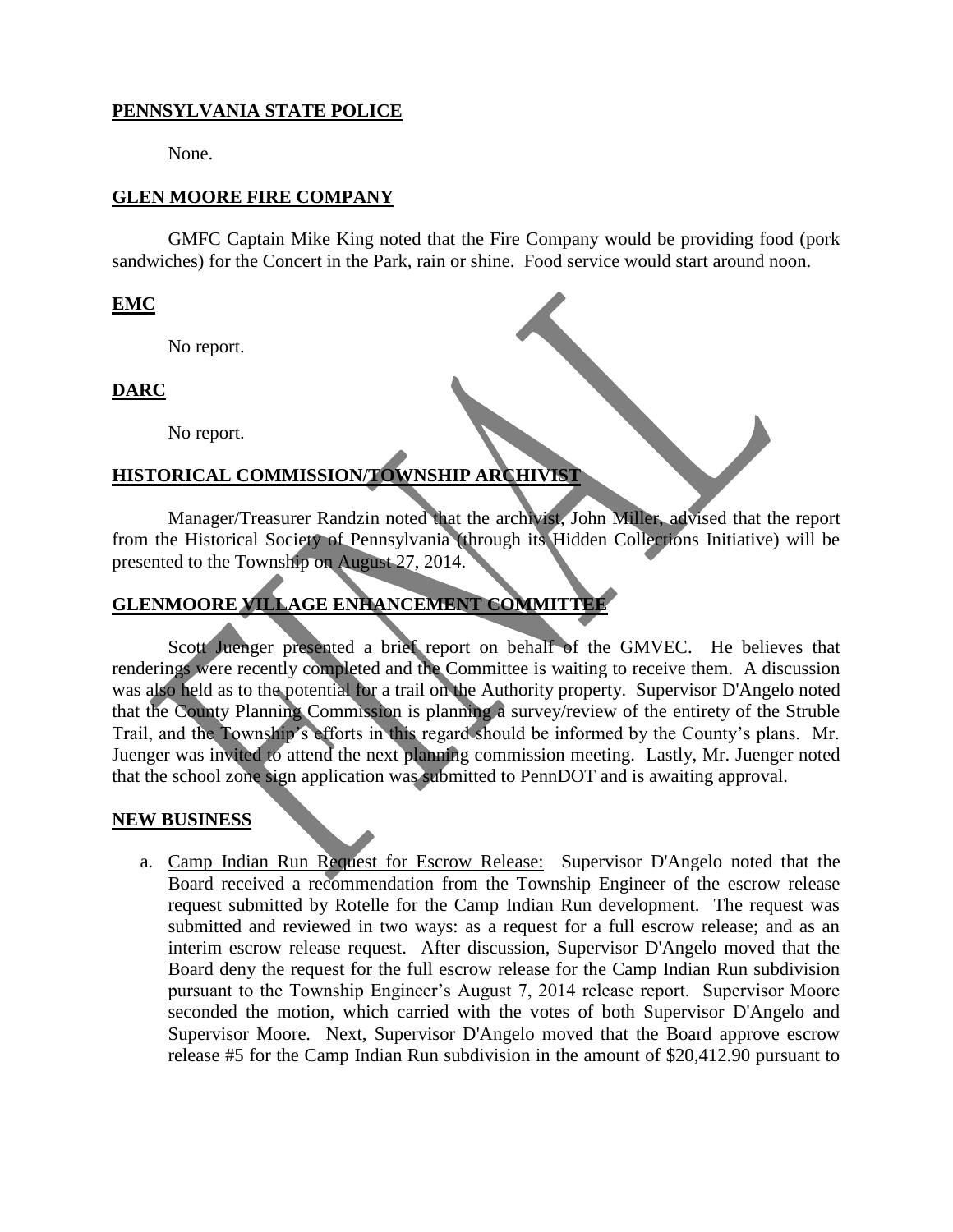**PENNSYLVANIA STATE POLICE**

None.

**GLEN MOORE FIRE COMPANY**

GMFC Captain Mike King noted that the Fire Company would be providing food (pork sandwiches) for the Concert in the Park, rain or shine. Food service would start around noon.

**EMC**

No report.

**DARC**

No report.

**HISTORICAL COMMISSION/TOWNSHIP ARCHIVIST**

Manager/Treasurer Randzin noted that the archivist, John Miller, advised that the report from the Historical Society of Pennsylvania (through its Hidden Collections Initiative) will be presented to the Township on August 27, 2014.

**GLENMOORE VILLAGE ENHANCEMENT COMMITTEE**

Scott Juenger presented a brief report on behalf of the GMVEC. He believes that renderings were recently completed and the Committee is waiting to receive them. A discussion was also held as to the potential for a trail on the Authority property. Supervisor D'Angelo noted that the County Planning Commission is planning a survey/review of the entirety of the Struble Trail, and the Township's efforts in this regard should be informed by the County's plans. Mr. Juenger was invited to attend the next planning commission meeting. Lastly, Mr. Juenger noted that the school zone sign application was submitted to PennDOT and is awaiting approval.

**NEW BUSINESS**

a. Camp Indian Run Request for Escrow Release: Supervisor D'Angelo noted that the Board received a recommendation from the Township Engineer of the escrow release request submitted by Rotelle for the Camp Indian Run development. The request was submitted and reviewed in two ways: as a request for a full escrow release; and as an interim escrow release request. After discussion, Supervisor D'Angelo moved that the Board deny the request for the full escrow release for the Camp Indian Run subdivision pursuant to the Township Engineer's August 7, 2014 release report. Supervisor Moore seconded the motion, which carried with the votes of both Supervisor D'Angelo and Supervisor Moore. Next, Supervisor D'Angelo moved that the Board approve escrow release #5 for the Camp Indian Run subdivision in the amount of $20,412.90 pursuant to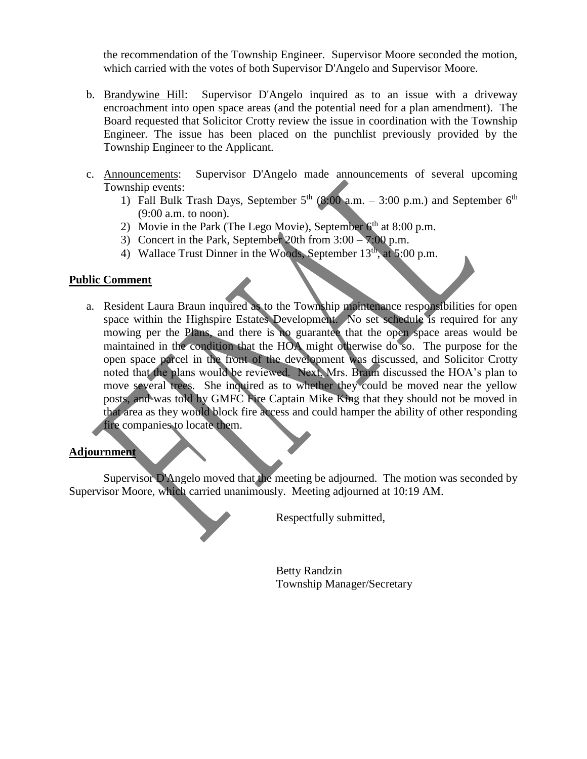the recommendation of the Township Engineer. Supervisor Moore seconded the motion, which carried with the votes of both Supervisor D'Angelo and Supervisor Moore.

b. Brandywine Hill: Supervisor D'Angelo inquired as to an issue with a driveway encroachment into open space areas (and the potential need for a plan amendment). The Board requested that Solicitor Crotty review the issue in coordination with the Township Engineer. The issue has been placed on the punchlist previously provided by the Township Engineer to the Applicant.

c. Announcements: Supervisor D'Angelo made announcements of several upcoming Township events:
   1) Fall Bulk Trash Days, September 5th (8:00 a.m. – 3:00 p.m.) and September 6th (9:00 a.m. to noon).
   2) Movie in the Park (The Lego Movie), September 6th at 8:00 p.m.
   3) Concert in the Park, September 20th from 3:00 – 7:00 p.m.
   4) Wallace Trust Dinner in the Woods, September 13th, at 5:00 p.m.

## Public Comment

a. Resident Laura Braun inquired as to the Township maintenance responsibilities for open space within the Highspire Estates Development. No set schedule is required for any mowing per the Plans, and there is no guarantee that the open space areas would be maintained in the condition that the HOA might otherwise do so. The purpose for the open space parcel in the front of the development was discussed, and Solicitor Crotty noted that the plans would be reviewed. Next, Mrs. Braun discussed the HOA's plan to move several trees. She inquired as to whether they could be moved near the yellow posts, and was told by GMFC Fire Captain Mike King that they should not be moved in that area as they would block fire access and could hamper the ability of other responding fire companies to locate them.

## Adjournment

Supervisor D'Angelo moved that the meeting be adjourned. The motion was seconded by Supervisor Moore, which carried unanimously. Meeting adjourned at 10:19 AM.

Respectfully submitted,

Betty Randzin
Township Manager/Secretary